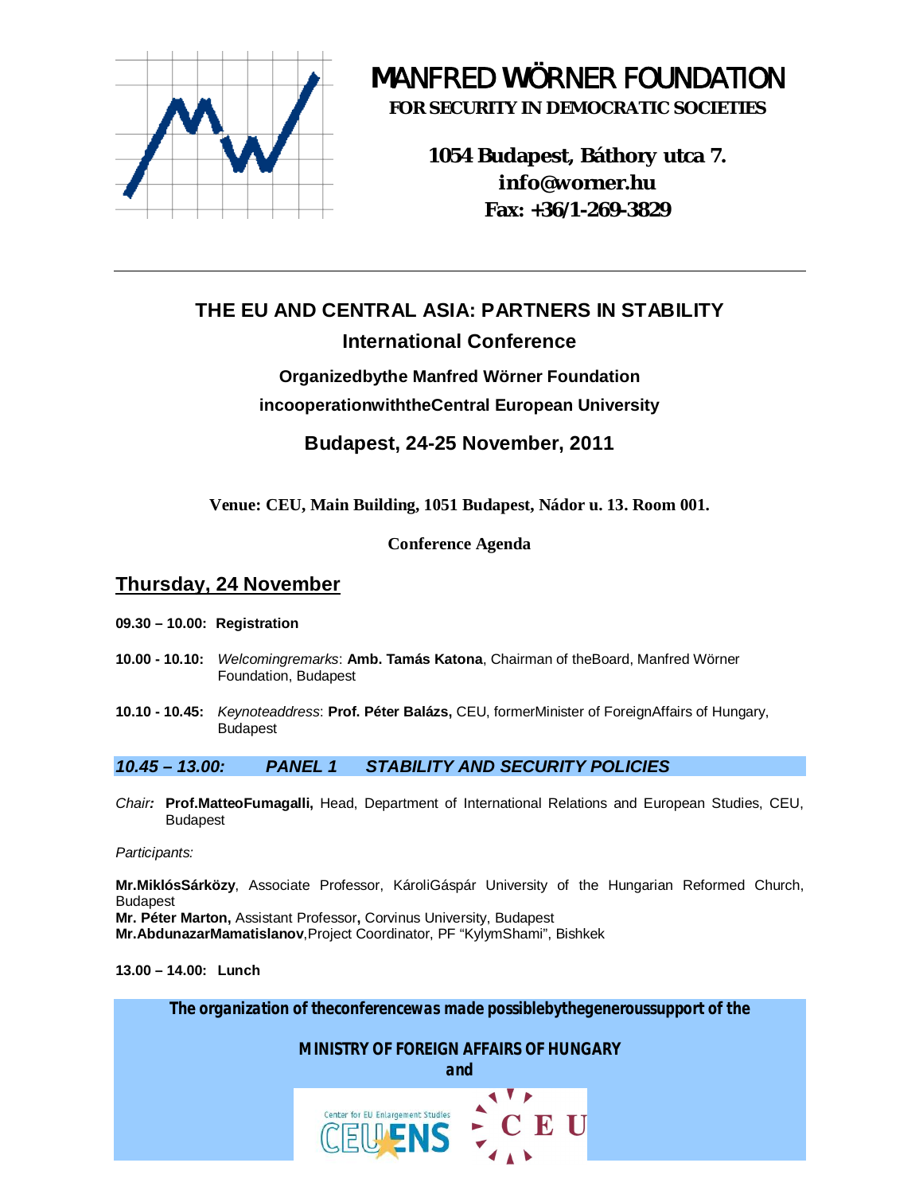# MANFRED WÖRNER FOUNDATION

**FOR SECURITY IN DEMOCRATIC SOCIETIES**

**1054 Budapest, Báthory utca 7.**
**info@worner.hu**
**Fax: +36/1-269-3829**

---

## THE EU AND CENTRAL ASIA: PARTNERS IN STABILITY

### International Conference

**Organizedbythe Manfred Wörner Foundation**

**incooperationwiththeCentral European University**

### Budapest, 24-25 November, 2011

**Venue: CEU, Main Building, 1051 Budapest, Nádor u. 13. Room 001.**

**Conference Agenda**

## Thursday, 24 November

**09.30 – 10.00: Registration**

**10.00 - 10.10:** *Welcomingremarks*: **Amb. Tamás Katona**, Chairman of theBoard, Manfred Wörner Foundation, Budapest

**10.10 - 10.45:** *Keynoteaddress*: **Prof. Péter Balázs,** CEU, formerMinister of ForeignAffairs of Hungary, Budapest

***10.45 – 13.00: PANEL 1 STABILITY AND SECURITY POLICIES***

*Chair:* **Prof.MatteoFumagalli,** Head, Department of International Relations and European Studies, CEU, Budapest

*Participants:*

**Mr.MiklósSárközy**, Associate Professor, KároliGáspár University of the Hungarian Reformed Church, Budapest
**Mr. Péter Marton,** Assistant Professor**,** Corvinus University, Budapest
**Mr.AbdunazarMamatislanov**,Project Coordinator, PF "KylymShami", Bishkek

**13.00 – 14.00: Lunch**

***The organization of theconferencewas made possiblebythegeneroussupport of the***

***MINISTRY OF FOREIGN AFFAIRS OF HUNGARY***
***and***

Center for EU Enlargement Studies CEU ENS CEU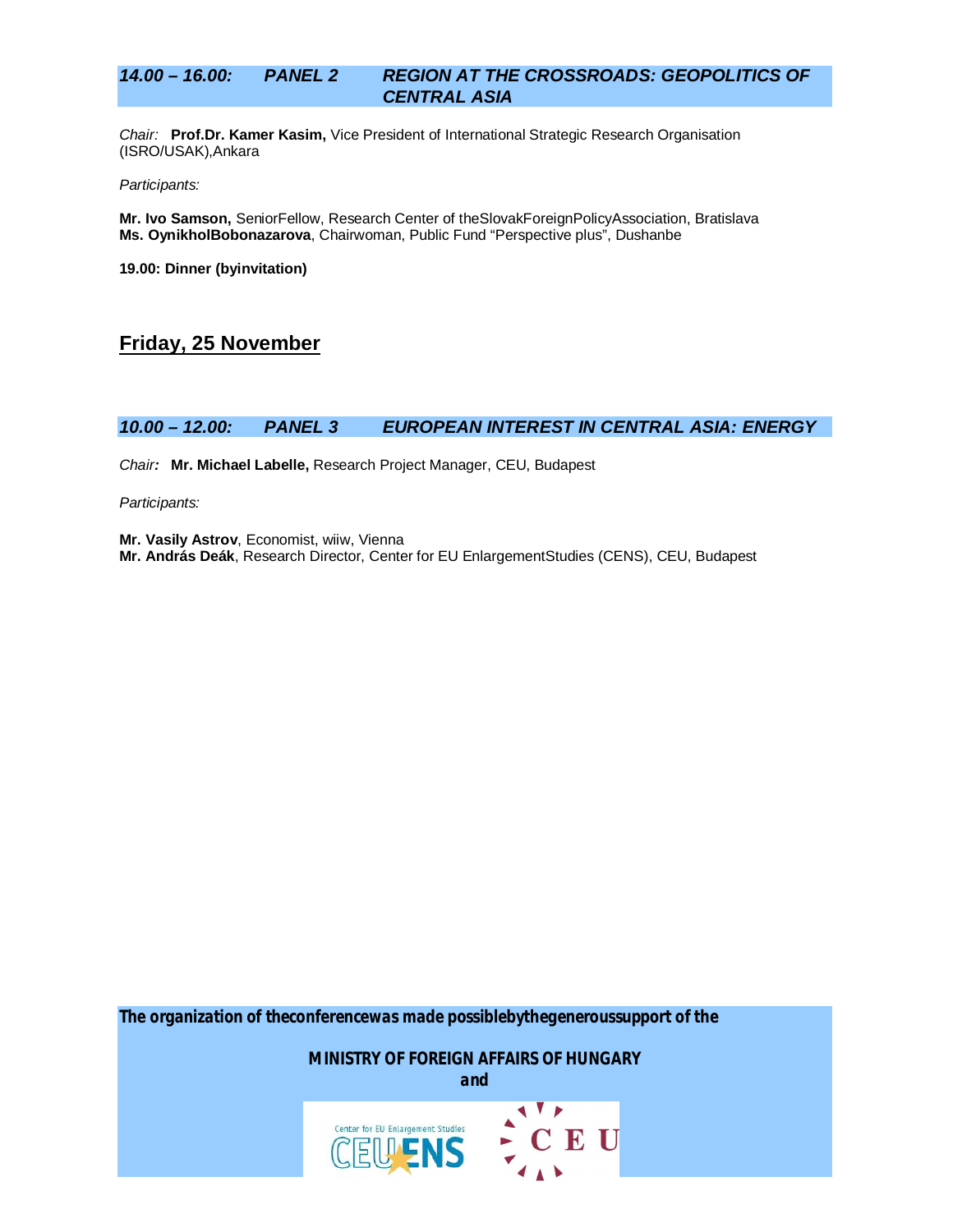### *14.00 – 16.00: PANEL 2 REGION AT THE CROSSROADS: GEOPOLITICS OF CENTRAL ASIA*

*Chair:* **Prof.Dr. Kamer Kasim,** Vice President of International Strategic Research Organisation (ISRO/USAK),Ankara

*Participants:*

**Mr. Ivo Samson,** SeniorFellow, Research Center of theSlovakForeignPolicyAssociation, Bratislava
**Ms. OynikholBobonazarova**, Chairwoman, Public Fund "Perspective plus", Dushanbe

**19.00: Dinner (byinvitation)**

## Friday, 25 November

### *10.00 – 12.00: PANEL 3 EUROPEAN INTEREST IN CENTRAL ASIA: ENERGY*

*Chair:* **Mr. Michael Labelle,** Research Project Manager, CEU, Budapest

*Participants:*

**Mr. Vasily Astrov**, Economist, wiiw, Vienna
**Mr. András Deák**, Research Director, Center for EU EnlargementStudies (CENS), CEU, Budapest

***The organization of theconferencewas made possiblebythegeneroussupport of the***

***MINISTRY OF FOREIGN AFFAIRS OF HUNGARY***
***and***

Center for EU Enlargement Studies CEU ENS

CEU